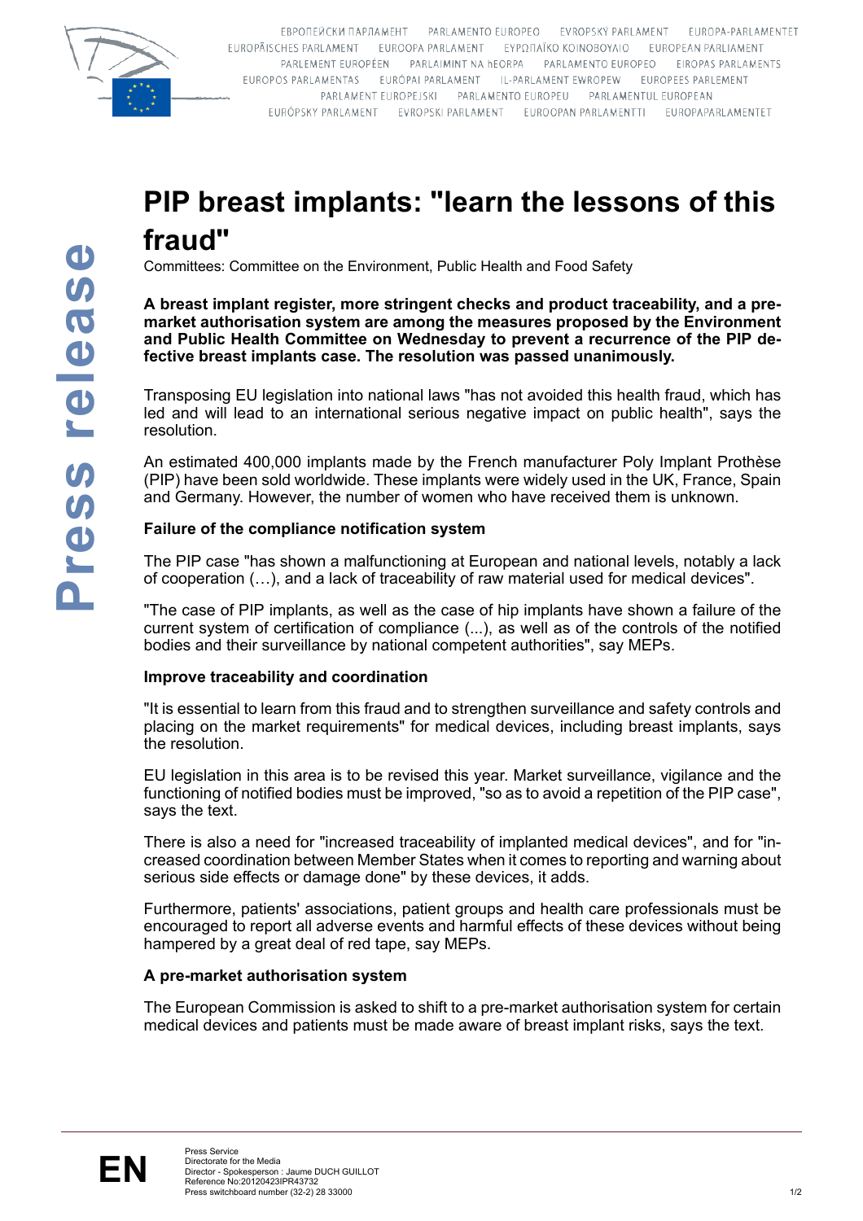# PIP breast implants: "learn the lessons of this fraud"

Committees: Committee on the Environment, Public Health and Food Safety

**A breast implant register, more stringent checks and product traceability, and a pre-market authorisation system are among the measures proposed by the Environment and Public Health Committee on Wednesday to prevent a recurrence of the PIP defective breast implants case. The resolution was passed unanimously.**

Transposing EU legislation into national laws "has not avoided this health fraud, which has led and will lead to an international serious negative impact on public health", says the resolution.

An estimated 400,000 implants made by the French manufacturer Poly Implant Prothèse (PIP) have been sold worldwide. These implants were widely used in the UK, France, Spain and Germany. However, the number of women who have received them is unknown.

### Failure of the compliance notification system

The PIP case "has shown a malfunctioning at European and national levels, notably a lack of cooperation (…), and a lack of traceability of raw material used for medical devices".

"The case of PIP implants, as well as the case of hip implants have shown a failure of the current system of certification of compliance (...), as well as of the controls of the notified bodies and their surveillance by national competent authorities", say MEPs.

### Improve traceability and coordination

"It is essential to learn from this fraud and to strengthen surveillance and safety controls and placing on the market requirements" for medical devices, including breast implants, says the resolution.

EU legislation in this area is to be revised this year. Market surveillance, vigilance and the functioning of notified bodies must be improved, "so as to avoid a repetition of the PIP case", says the text.

There is also a need for "increased traceability of implanted medical devices", and for "increased coordination between Member States when it comes to reporting and warning about serious side effects or damage done" by these devices, it adds.

Furthermore, patients' associations, patient groups and health care professionals must be encouraged to report all adverse events and harmful effects of these devices without being hampered by a great deal of red tape, say MEPs.

### A pre-market authorisation system

The European Commission is asked to shift to a pre-market authorisation system for certain medical devices and patients must be made aware of breast implant risks, says the text.

Press Service
Directorate for the Media
Director - Spokesperson : Jaume DUCH GUILLOT
Reference No:20120423IPR43732
Press switchboard number (32-2) 28 33000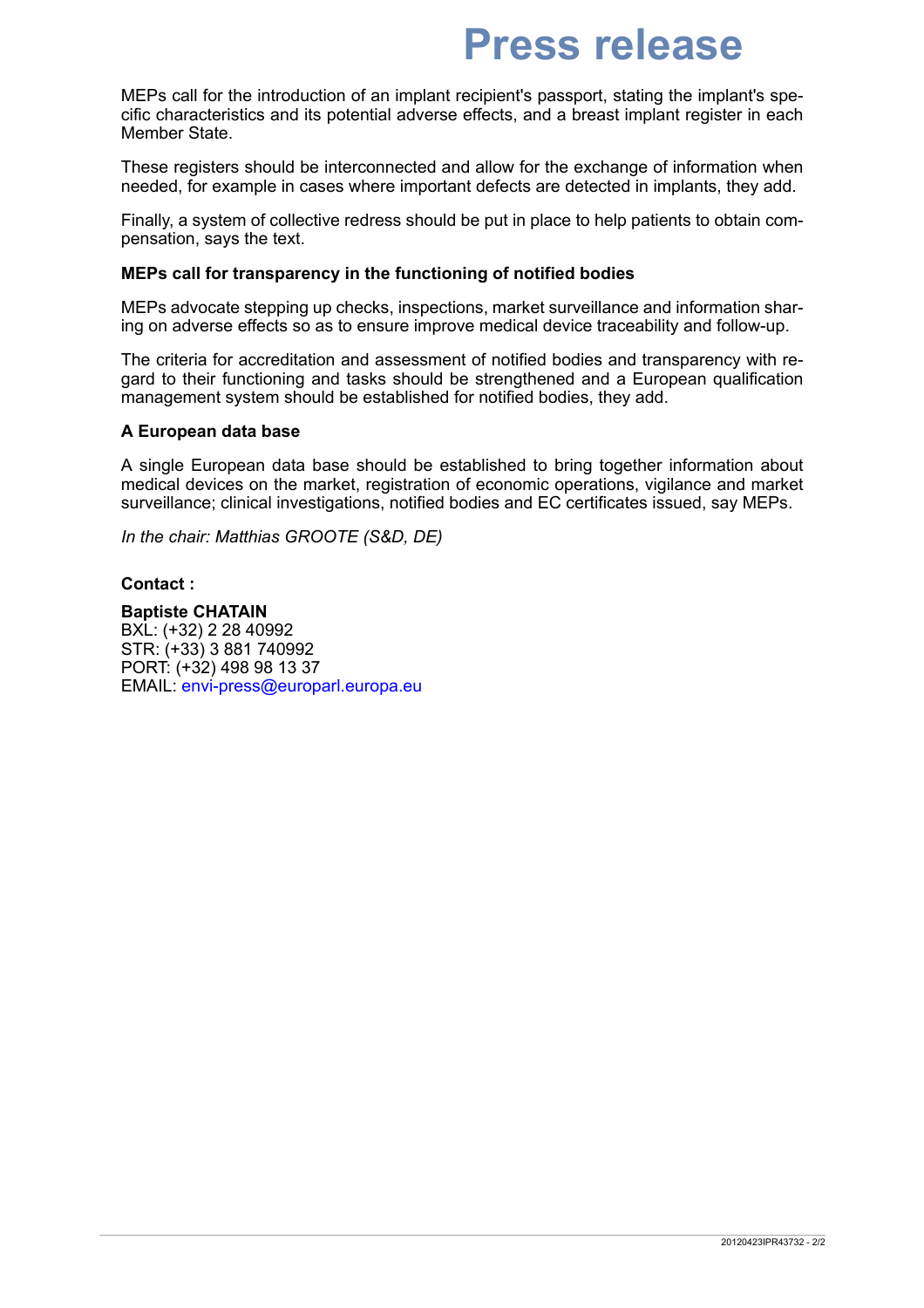# Press release

MEPs call for the introduction of an implant recipient's passport, stating the implant's specific characteristics and its potential adverse effects, and a breast implant register in each Member State.

These registers should be interconnected and allow for the exchange of information when needed, for example in cases where important defects are detected in implants, they add.

Finally, a system of collective redress should be put in place to help patients to obtain compensation, says the text.

**MEPs call for transparency in the functioning of notified bodies**

MEPs advocate stepping up checks, inspections, market surveillance and information sharing on adverse effects so as to ensure improve medical device traceability and follow-up.

The criteria for accreditation and assessment of notified bodies and transparency with regard to their functioning and tasks should be strengthened and a European qualification management system should be established for notified bodies, they add.

**A European data base**

A single European data base should be established to bring together information about medical devices on the market, registration of economic operations, vigilance and market surveillance; clinical investigations, notified bodies and EC certificates issued, say MEPs.

*In the chair: Matthias GROOTE (S&D, DE)*

**Contact :**

**Baptiste CHATAIN**
BXL: (+32) 2 28 40992
STR: (+33) 3 881 740992
PORT: (+32) 498 98 13 37
EMAIL: envi-press@europarl.europa.eu